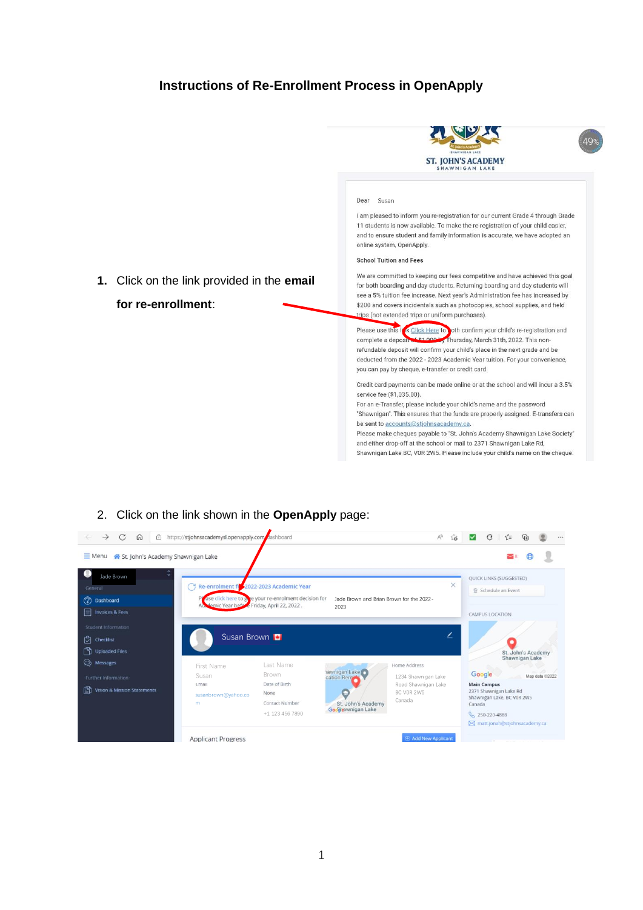# Instructions of Re-Enrollment Process in OpenApply

1. Click on the link provided in the **email for re-enrollment**:

Dear Susan

I am pleased to inform you re-registration for our current Grade 4 through Grade 11 students is now available. To make the re-registration of your child easier, and to ensure student and family information is accurate, we have adopted an online system, OpenApply.

School Tuition and Fees

We are committed to keeping our fees competitive and have achieved this goal for both boarding and day students. Returning boarding and day students will see a 5% tuition fee increase. Next year's Administration fee has increased by $200 and covers incidentals such as photocopies, school supplies, and field trips (not extended trips or uniform purchases).

Please use this link Click Here to both confirm your child's re-registration and complete a deposit of $1,000 by Thursday, March 31th, 2022. This non-refundable deposit will confirm your child's place in the next grade and be deducted from the 2022 - 2023 Academic Year tuition. For your convenience, you can pay by cheque, e-transfer or credit card.

Credit card payments can be made online or at the school and will incur a 3.5% service fee ($1,035.00).
For an e-Transfer, please include your child's name and the password "Shawnigan". This ensures that the funds are properly assigned. E-transfers can be sent to accounts@stjohnsacademy.ca.
Please make cheques payable to "St. John's Academy Shawnigan Lake Society" and either drop-off at the school or mail to 2371 Shawnigan Lake Rd, Shawnigan Lake BC, V0R 2W5. Please include your child's name on the cheque.

2. Click on the link shown in the **OpenApply** page:

Re-enrolment for 2022-2023 Academic Year

Please click here to give your re-enrolment decision for Jade Brown and Brian Brown for the 2022 - 2023 Academic Year before Friday, April 22, 2022.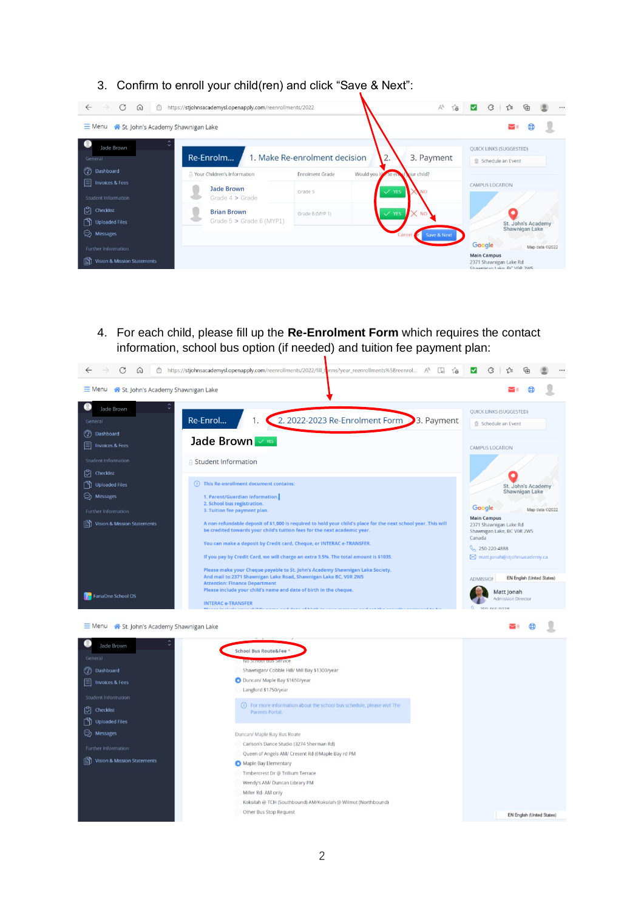3. Confirm to enroll your child(ren) and click "Save & Next":

4. For each child, please fill up the **Re-Enrolment Form** which requires the contact information, school bus option (if needed) and tuition fee payment plan: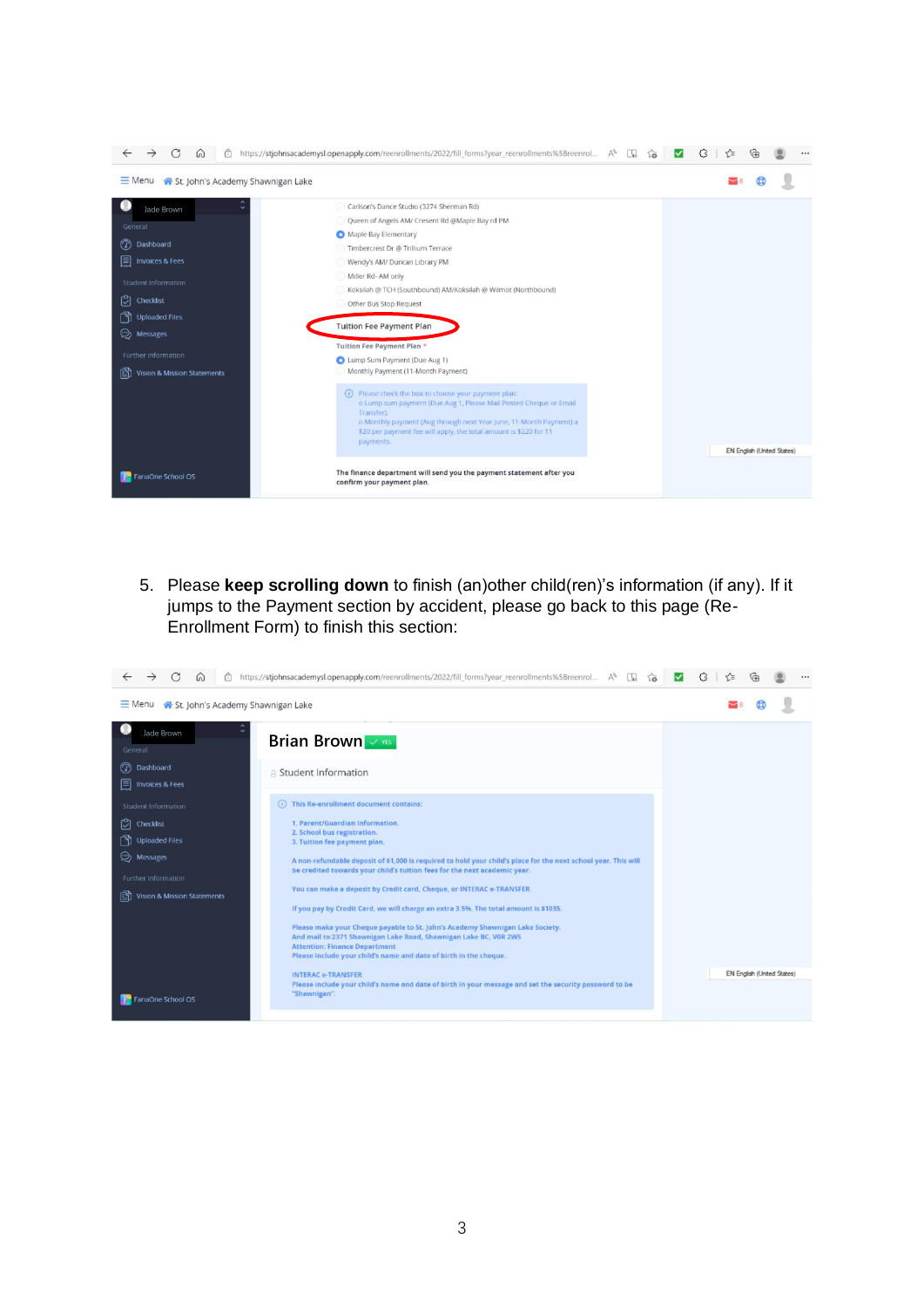5. Please **keep scrolling down** to finish (an)other child(ren)'s information (if any). If it jumps to the Payment section by accident, please go back to this page (Re-Enrollment Form) to finish this section: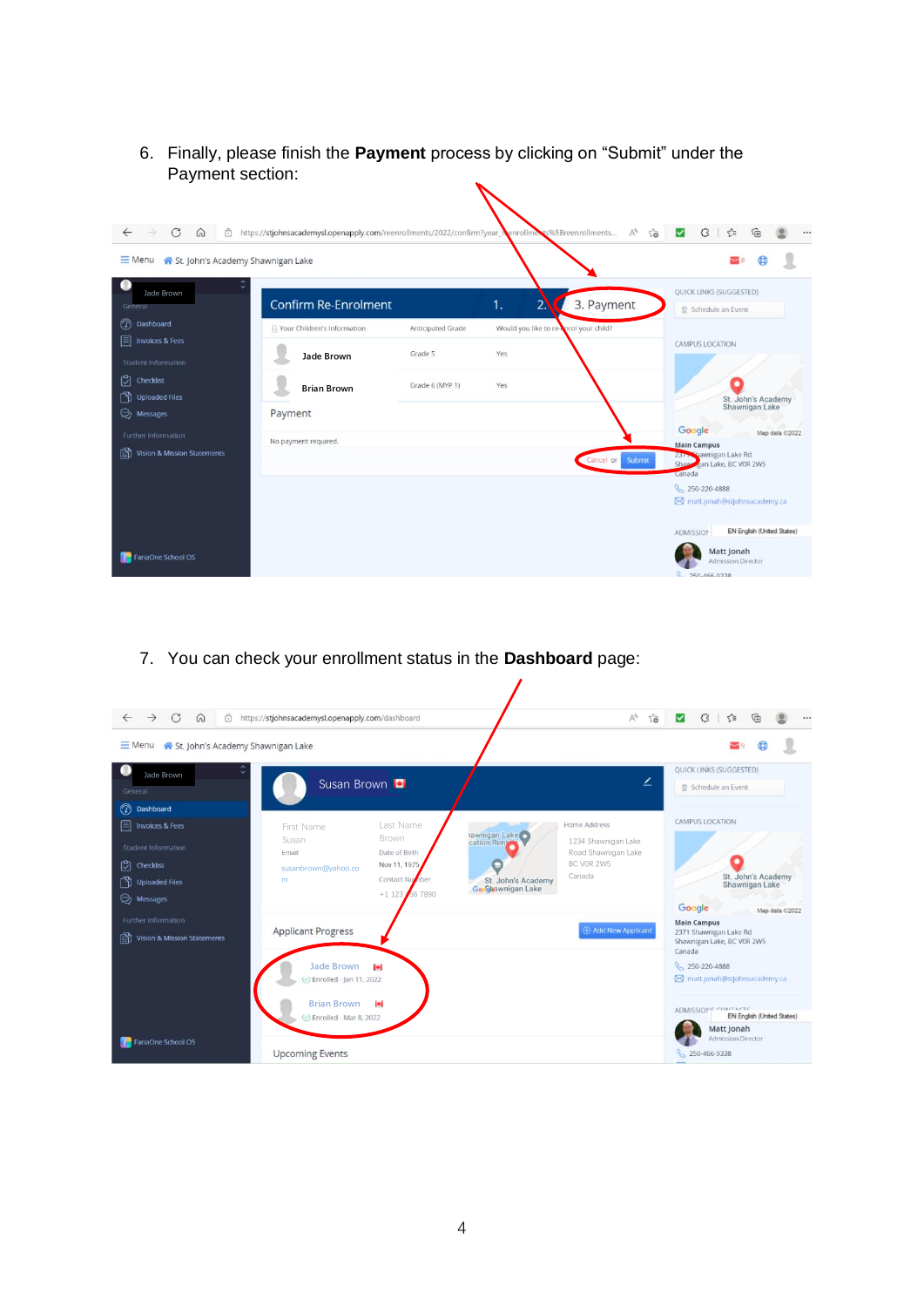6. Finally, please finish the **Payment** process by clicking on “Submit” under the Payment section:

7. You can check your enrollment status in the **Dashboard** page: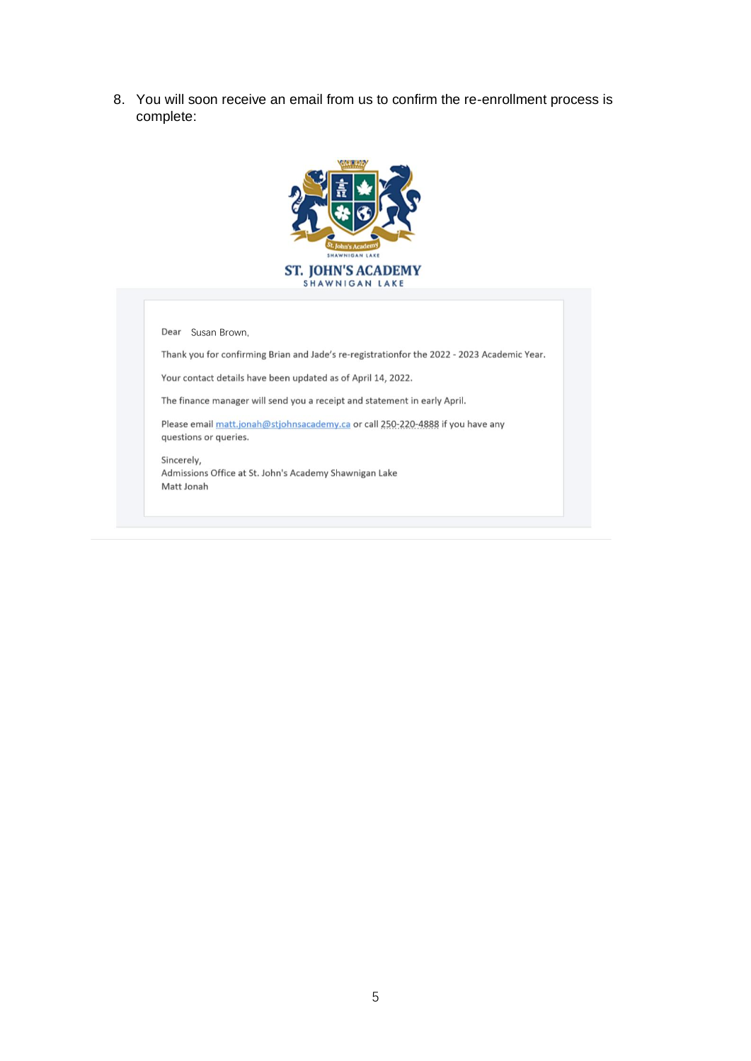8. You will soon receive an email from us to confirm the re-enrollment process is complete:

ST. JOHN'S ACADEMY
SHAWNIGAN LAKE

Dear Susan Brown,

Thank you for confirming Brian and Jade's re-registrationfor the 2022 - 2023 Academic Year.

Your contact details have been updated as of April 14, 2022.

The finance manager will send you a receipt and statement in early April.

Please email matt.jonah@stjohnsacademy.ca or call 250-220-4888 if you have any questions or queries.

Sincerely,
Admissions Office at St. John's Academy Shawnigan Lake
Matt Jonah